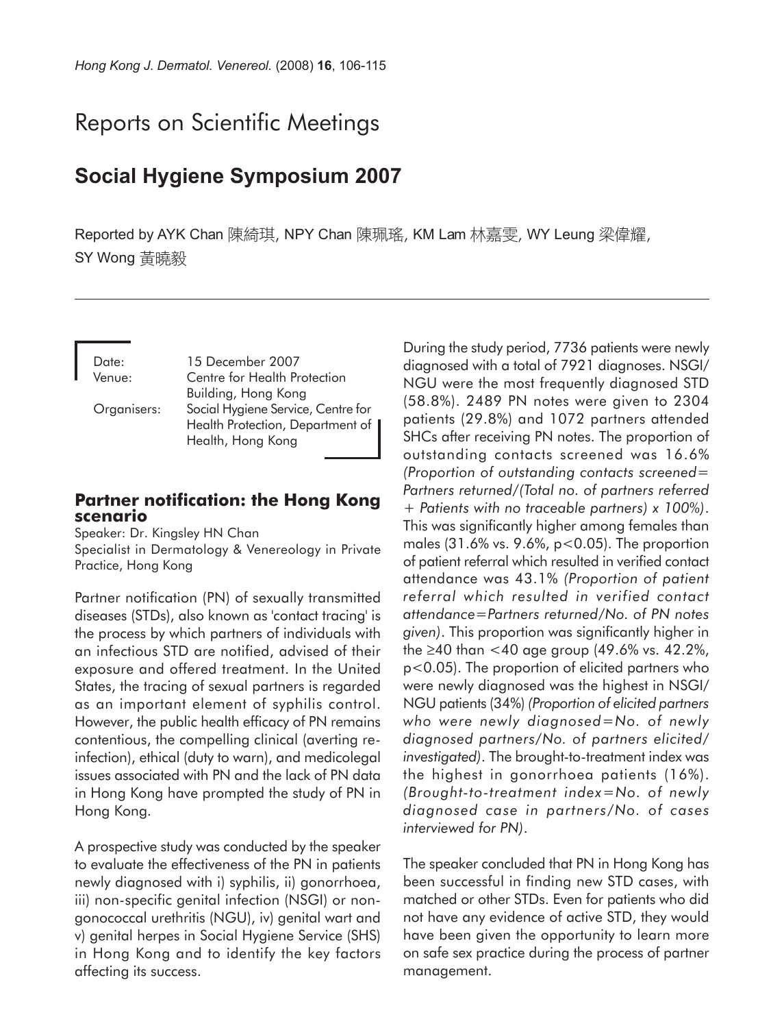# Reports on Scientific Meetings

## Social Hygiene Symposium 2007

Reported by AYK Chan 陳綺琪, NPY Chan 陳珮瑤, KM Lam 林嘉雯, WY Leung 梁偉耀, SY Wong 黃曉毅

Date: 15 December 2007
Venue: Centre for Health Protection Building, Hong Kong
Organisers: Social Hygiene Service, Centre for Health Protection, Department of Health, Hong Kong

### Partner notification: the Hong Kong scenario

Speaker: Dr. Kingsley HN Chan
Specialist in Dermatology & Venereology in Private Practice, Hong Kong

Partner notification (PN) of sexually transmitted diseases (STDs), also known as 'contact tracing' is the process by which partners of individuals with an infectious STD are notified, advised of their exposure and offered treatment. In the United States, the tracing of sexual partners is regarded as an important element of syphilis control. However, the public health efficacy of PN remains contentious, the compelling clinical (averting re-infection), ethical (duty to warn), and medicolegal issues associated with PN and the lack of PN data in Hong Kong have prompted the study of PN in Hong Kong.

A prospective study was conducted by the speaker to evaluate the effectiveness of the PN in patients newly diagnosed with i) syphilis, ii) gonorrhoea, iii) non-specific genital infection (NSGI) or non-gonococcal urethritis (NGU), iv) genital wart and v) genital herpes in Social Hygiene Service (SHS) in Hong Kong and to identify the key factors affecting its success.

During the study period, 7736 patients were newly diagnosed with a total of 7921 diagnoses. NSGI/NGU were the most frequently diagnosed STD (58.8%). 2489 PN notes were given to 2304 patients (29.8%) and 1072 partners attended SHCs after receiving PN notes. The proportion of outstanding contacts screened was 16.6% *(Proportion of outstanding contacts screened= Partners returned/(Total no. of partners referred + Patients with no traceable partners) x 100%)*. This was significantly higher among females than males (31.6% vs. 9.6%, $p<0.05$). The proportion of patient referral which resulted in verified contact attendance was 43.1% *(Proportion of patient referral which resulted in verified contact attendance=Partners returned/No. of PN notes given)*. This proportion was significantly higher in the ≥40 than <40 age group (49.6% vs. 42.2%, $p<0.05$). The proportion of elicited partners who were newly diagnosed was the highest in NSGI/NGU patients (34%) *(Proportion of elicited partners who were newly diagnosed=No. of newly diagnosed partners/No. of partners elicited/investigated)*. The brought-to-treatment index was the highest in gonorrhoea patients (16%). *(Brought-to-treatment index=No. of newly diagnosed case in partners/No. of cases interviewed for PN)*.

The speaker concluded that PN in Hong Kong has been successful in finding new STD cases, with matched or other STDs. Even for patients who did not have any evidence of active STD, they would have been given the opportunity to learn more on safe sex practice during the process of partner management.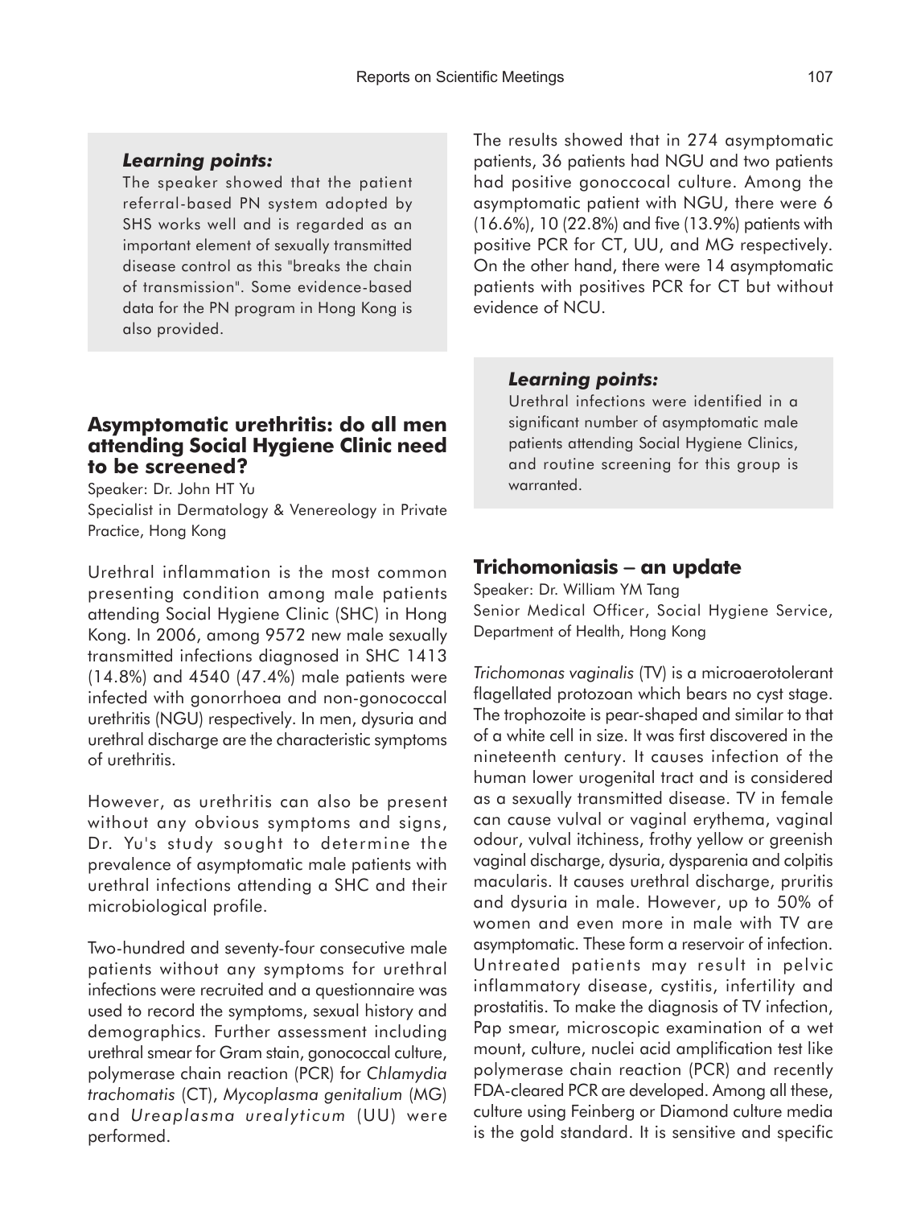***Learning points:***

The speaker showed that the patient referral-based PN system adopted by SHS works well and is regarded as an important element of sexually transmitted disease control as this "breaks the chain of transmission". Some evidence-based data for the PN program in Hong Kong is also provided.

## Asymptomatic urethritis: do all men attending Social Hygiene Clinic need to be screened?

Speaker: Dr. John HT Yu

Specialist in Dermatology & Venereology in Private Practice, Hong Kong

Urethral inflammation is the most common presenting condition among male patients attending Social Hygiene Clinic (SHC) in Hong Kong. In 2006, among 9572 new male sexually transmitted infections diagnosed in SHC 1413 (14.8%) and 4540 (47.4%) male patients were infected with gonorrhoea and non-gonococcal urethritis (NGU) respectively. In men, dysuria and urethral discharge are the characteristic symptoms of urethritis.

However, as urethritis can also be present without any obvious symptoms and signs, Dr. Yu's study sought to determine the prevalence of asymptomatic male patients with urethral infections attending a SHC and their microbiological profile.

Two-hundred and seventy-four consecutive male patients without any symptoms for urethral infections were recruited and a questionnaire was used to record the symptoms, sexual history and demographics. Further assessment including urethral smear for Gram stain, gonococcal culture, polymerase chain reaction (PCR) for *Chlamydia trachomatis* (CT), *Mycoplasma genitalium* (MG) and *Ureaplasma urealyticum* (UU) were performed.

The results showed that in 274 asymptomatic patients, 36 patients had NGU and two patients had positive gonoccocal culture. Among the asymptomatic patient with NGU, there were 6 (16.6%), 10 (22.8%) and five (13.9%) patients with positive PCR for CT, UU, and MG respectively. On the other hand, there were 14 asymptomatic patients with positives PCR for CT but without evidence of NCU.

***Learning points:***

Urethral infections were identified in a significant number of asymptomatic male patients attending Social Hygiene Clinics, and routine screening for this group is warranted.

## Trichomoniasis – an update

Speaker: Dr. William YM Tang

Senior Medical Officer, Social Hygiene Service, Department of Health, Hong Kong

*Trichomonas vaginalis* (TV) is a microaerotolerant flagellated protozoan which bears no cyst stage. The trophozoite is pear-shaped and similar to that of a white cell in size. It was first discovered in the nineteenth century. It causes infection of the human lower urogenital tract and is considered as a sexually transmitted disease. TV in female can cause vulval or vaginal erythema, vaginal odour, vulval itchiness, frothy yellow or greenish vaginal discharge, dysuria, dysparenia and colpitis macularis. It causes urethral discharge, pruritis and dysuria in male. However, up to 50% of women and even more in male with TV are asymptomatic. These form a reservoir of infection. Untreated patients may result in pelvic inflammatory disease, cystitis, infertility and prostatitis. To make the diagnosis of TV infection, Pap smear, microscopic examination of a wet mount, culture, nuclei acid amplification test like polymerase chain reaction (PCR) and recently FDA-cleared PCR are developed. Among all these, culture using Feinberg or Diamond culture media is the gold standard. It is sensitive and specific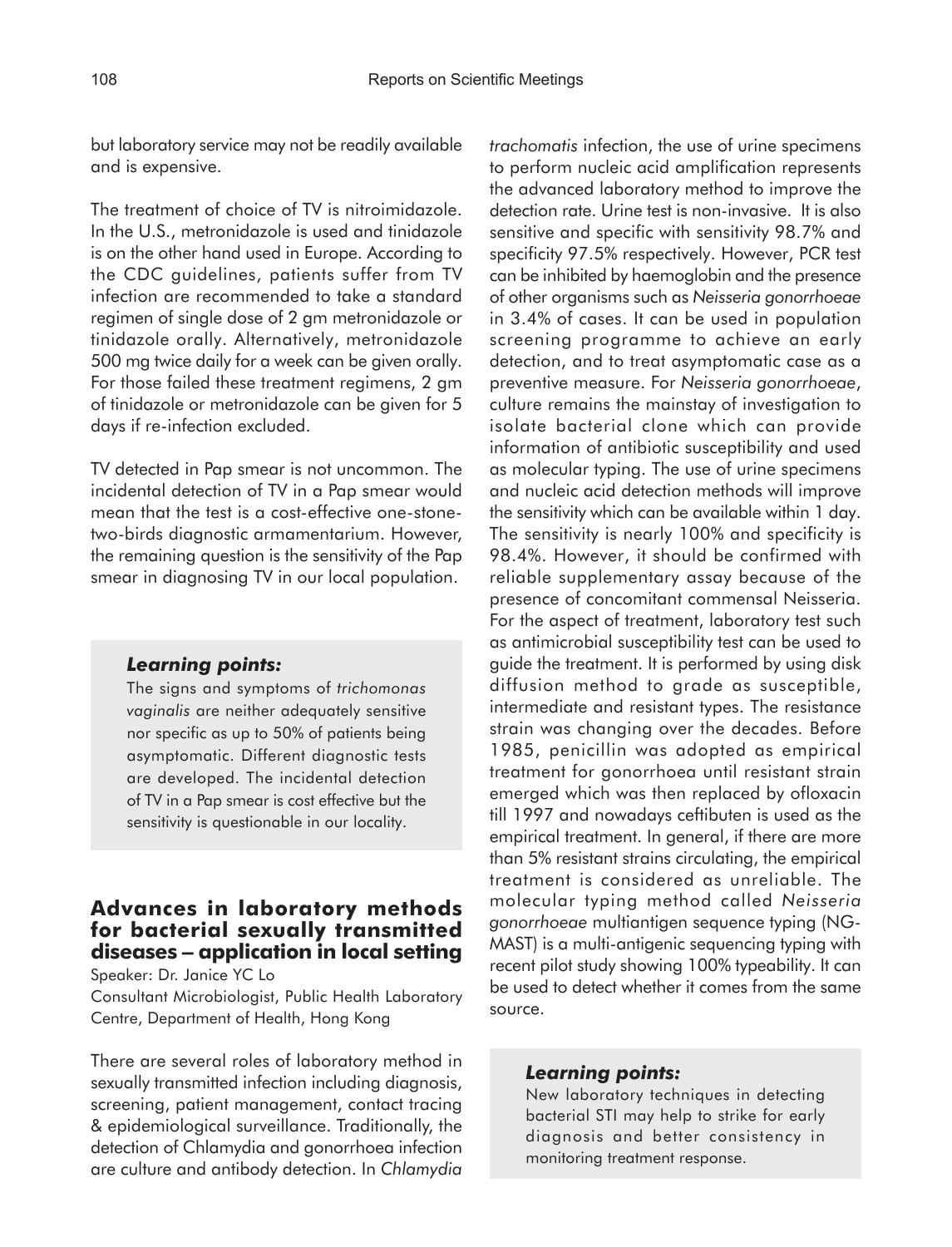but laboratory service may not be readily available and is expensive.

The treatment of choice of TV is nitroimidazole. In the U.S., metronidazole is used and tinidazole is on the other hand used in Europe. According to the CDC guidelines, patients suffer from TV infection are recommended to take a standard regimen of single dose of 2 gm metronidazole or tinidazole orally. Alternatively, metronidazole 500 mg twice daily for a week can be given orally. For those failed these treatment regimens, 2 gm of tinidazole or metronidazole can be given for 5 days if re-infection excluded.

TV detected in Pap smear is not uncommon. The incidental detection of TV in a Pap smear would mean that the test is a cost-effective one-stone-two-birds diagnostic armamentarium. However, the remaining question is the sensitivity of the Pap smear in diagnosing TV in our local population.

### *Learning points:*

The signs and symptoms of *trichomonas vaginalis* are neither adequately sensitive nor specific as up to 50% of patients being asymptomatic. Different diagnostic tests are developed. The incidental detection of TV in a Pap smear is cost effective but the sensitivity is questionable in our locality.

## Advances in laboratory methods for bacterial sexually transmitted diseases – application in local setting

Speaker: Dr. Janice YC Lo

Consultant Microbiologist, Public Health Laboratory Centre, Department of Health, Hong Kong

There are several roles of laboratory method in sexually transmitted infection including diagnosis, screening, patient management, contact tracing & epidemiological surveillance. Traditionally, the detection of Chlamydia and gonorrhoea infection are culture and antibody detection. In *Chlamydia trachomatis* infection, the use of urine specimens to perform nucleic acid amplification represents the advanced laboratory method to improve the detection rate. Urine test is non-invasive. It is also sensitive and specific with sensitivity 98.7% and specificity 97.5% respectively. However, PCR test can be inhibited by haemoglobin and the presence of other organisms such as *Neisseria gonorrhoeae* in 3.4% of cases. It can be used in population screening programme to achieve an early detection, and to treat asymptomatic case as a preventive measure. For *Neisseria gonorrhoeae*, culture remains the mainstay of investigation to isolate bacterial clone which can provide information of antibiotic susceptibility and used as molecular typing. The use of urine specimens and nucleic acid detection methods will improve the sensitivity which can be available within 1 day. The sensitivity is nearly 100% and specificity is 98.4%. However, it should be confirmed with reliable supplementary assay because of the presence of concomitant commensal Neisseria. For the aspect of treatment, laboratory test such as antimicrobial susceptibility test can be used to guide the treatment. It is performed by using disk diffusion method to grade as susceptible, intermediate and resistant types. The resistance strain was changing over the decades. Before 1985, penicillin was adopted as empirical treatment for gonorrhoea until resistant strain emerged which was then replaced by ofloxacin till 1997 and nowadays ceftibuten is used as the empirical treatment. In general, if there are more than 5% resistant strains circulating, the empirical treatment is considered as unreliable. The molecular typing method called *Neisseria gonorrhoeae* multiantigen sequence typing (NG-MAST) is a multi-antigenic sequencing typing with recent pilot study showing 100% typeability. It can be used to detect whether it comes from the same source.

### *Learning points:*

New laboratory techniques in detecting bacterial STI may help to strike for early diagnosis and better consistency in monitoring treatment response.